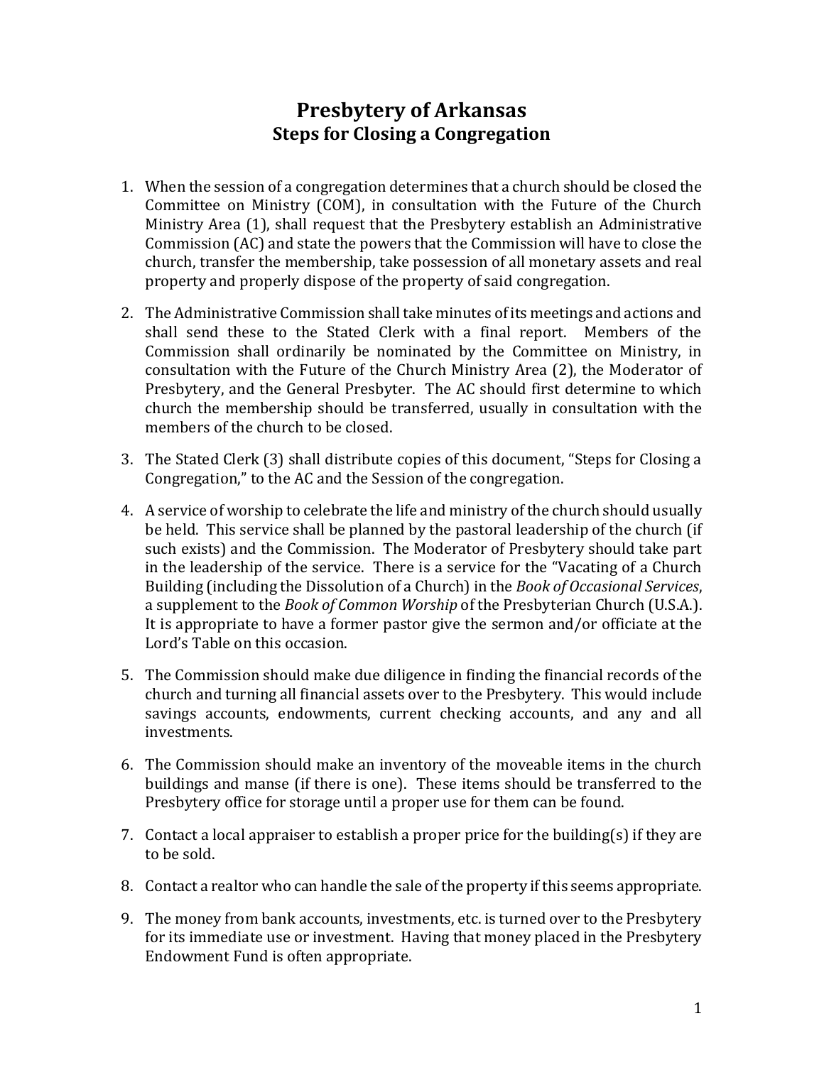# Presbytery of Arkansas
## Steps for Closing a Congregation

1. When the session of a congregation determines that a church should be closed the Committee on Ministry (COM), in consultation with the Future of the Church Ministry Area (1), shall request that the Presbytery establish an Administrative Commission (AC) and state the powers that the Commission will have to close the church, transfer the membership, take possession of all monetary assets and real property and properly dispose of the property of said congregation.

2. The Administrative Commission shall take minutes of its meetings and actions and shall send these to the Stated Clerk with a final report. Members of the Commission shall ordinarily be nominated by the Committee on Ministry, in consultation with the Future of the Church Ministry Area (2), the Moderator of Presbytery, and the General Presbyter. The AC should first determine to which church the membership should be transferred, usually in consultation with the members of the church to be closed.

3. The Stated Clerk (3) shall distribute copies of this document, "Steps for Closing a Congregation," to the AC and the Session of the congregation.

4. A service of worship to celebrate the life and ministry of the church should usually be held. This service shall be planned by the pastoral leadership of the church (if such exists) and the Commission. The Moderator of Presbytery should take part in the leadership of the service. There is a service for the "Vacating of a Church Building (including the Dissolution of a Church) in the *Book of Occasional Services*, a supplement to the *Book of Common Worship* of the Presbyterian Church (U.S.A.). It is appropriate to have a former pastor give the sermon and/or officiate at the Lord's Table on this occasion.

5. The Commission should make due diligence in finding the financial records of the church and turning all financial assets over to the Presbytery. This would include savings accounts, endowments, current checking accounts, and any and all investments.

6. The Commission should make an inventory of the moveable items in the church buildings and manse (if there is one). These items should be transferred to the Presbytery office for storage until a proper use for them can be found.

7. Contact a local appraiser to establish a proper price for the building(s) if they are to be sold.

8. Contact a realtor who can handle the sale of the property if this seems appropriate.

9. The money from bank accounts, investments, etc. is turned over to the Presbytery for its immediate use or investment. Having that money placed in the Presbytery Endowment Fund is often appropriate.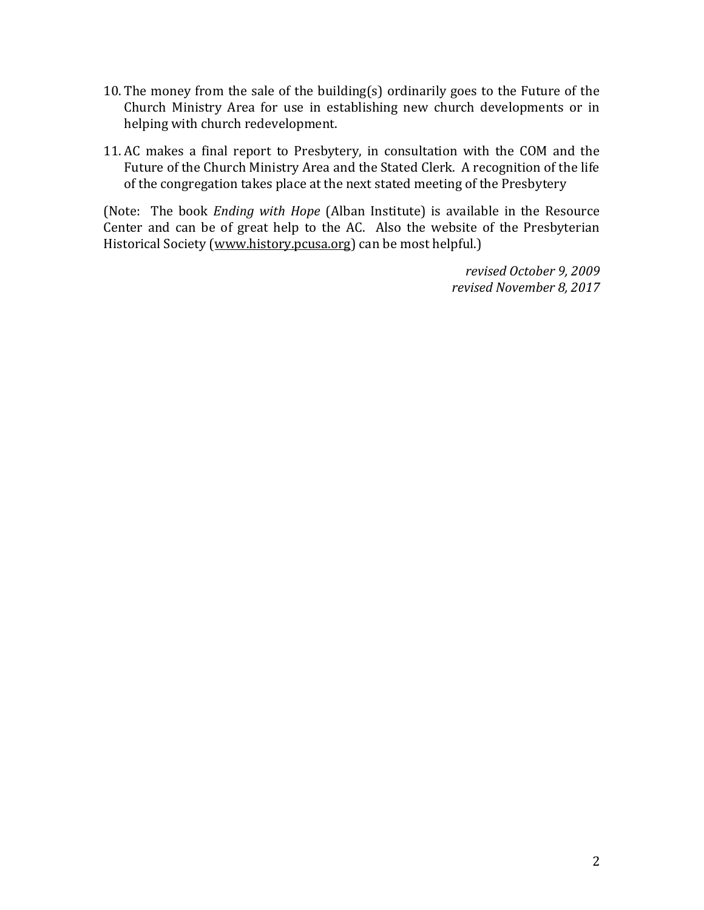10. The money from the sale of the building(s) ordinarily goes to the Future of the Church Ministry Area for use in establishing new church developments or in helping with church redevelopment.

11. AC makes a final report to Presbytery, in consultation with the COM and the Future of the Church Ministry Area and the Stated Clerk. A recognition of the life of the congregation takes place at the next stated meeting of the Presbytery

(Note: The book *Ending with Hope* (Alban Institute) is available in the Resource Center and can be of great help to the AC. Also the website of the Presbyterian Historical Society (www.history.pcusa.org) can be most helpful.)

*revised October 9, 2009*
*revised November 8, 2017*